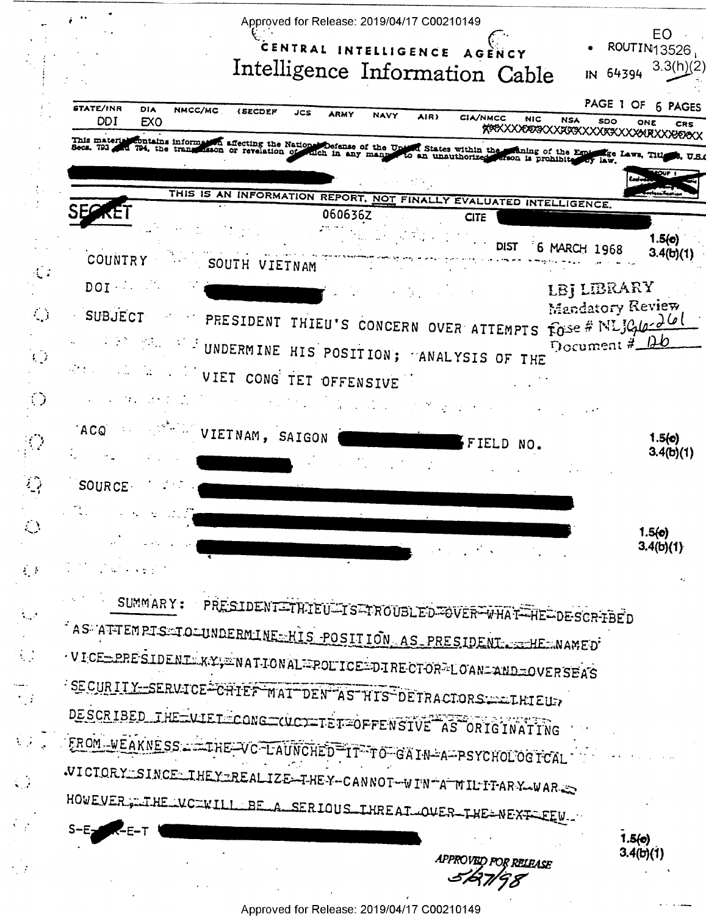Approved for Release: 2019/04/17 C00210149

CENTRAL INTELLIGENCE AGENCY

# Intelligence Information Cable

EO 13526, 3.3(h)(2)

ROUTINE

IN 64394

| STATE/INR | DIA | NMCC/MC | (SECDEF | JCS | ARMY | NAVY | AIR) | CIA/NMCC | NIC | NSA | SDO | ONE | CRS |
|---|---|---|---|---|---|---|---|---|---|---|---|---|---|
| DDI | EXO | | | | | | | | | | | | |

This material contains information affecting the National Defense of the United States within the meaning of the Espionage Laws, Title 18, U.S.C. Secs. 793 and 794, the transmission or revelation of which in any manner to an unauthorized person is prohibited by law.

THIS IS AN INFORMATION REPORT, NOT FINALLY EVALUATED INTELLIGENCE.

SECRET 060636Z CITE

DIST 6 MARCH 1968

1.5(c) 3.4(b)(1)

COUNTRY SOUTH VIETNAM

DOI

SUBJECT PRESIDENT THIEU'S CONCERN OVER ATTEMPTS TO UNDERMINE HIS POSITION; ANALYSIS OF THE VIET CONG TET OFFENSIVE

LBJ LIBRARY
Mandatory Review
Case # NLJ 96-261
Document # 126

ACQ VIETNAM, SAIGON FIELD NO.

1.5(c) 3.4(b)(1)

SOURCE

1.5(c) 3.4(b)(1)

SUMMARY: PRESIDENT THIEU IS TROUBLED OVER WHAT HE DESCRIBED AS ATTEMPTS TO UNDERMINE HIS POSITION AS PRESIDENT. HE NAMED VICE PRESIDENT KY, NATIONAL POLICE DIRECTOR LOAN AND OVERSEAS SECURITY SERVICE CHIEF MAI DEN AS HIS DETRACTORS. THIEU DESCRIBED THE VIET CONG (VC) TET OFFENSIVE AS ORIGINATING FROM WEAKNESS. THE VC LAUNCHED IT TO GAIN A PSYCHOLOGICAL VICTORY SINCE THEY REALIZE THEY CANNOT WIN A MILITARY WAR. HOWEVER, THE VC WILL BE A SERIOUS THREAT OVER THE NEXT FEW

S-E-C-R-E-T

1.5(c) 3.4(b)(1)

APPROVED FOR RELEASE 5/27/98

Approved for Release: 2019/04/17 C00210149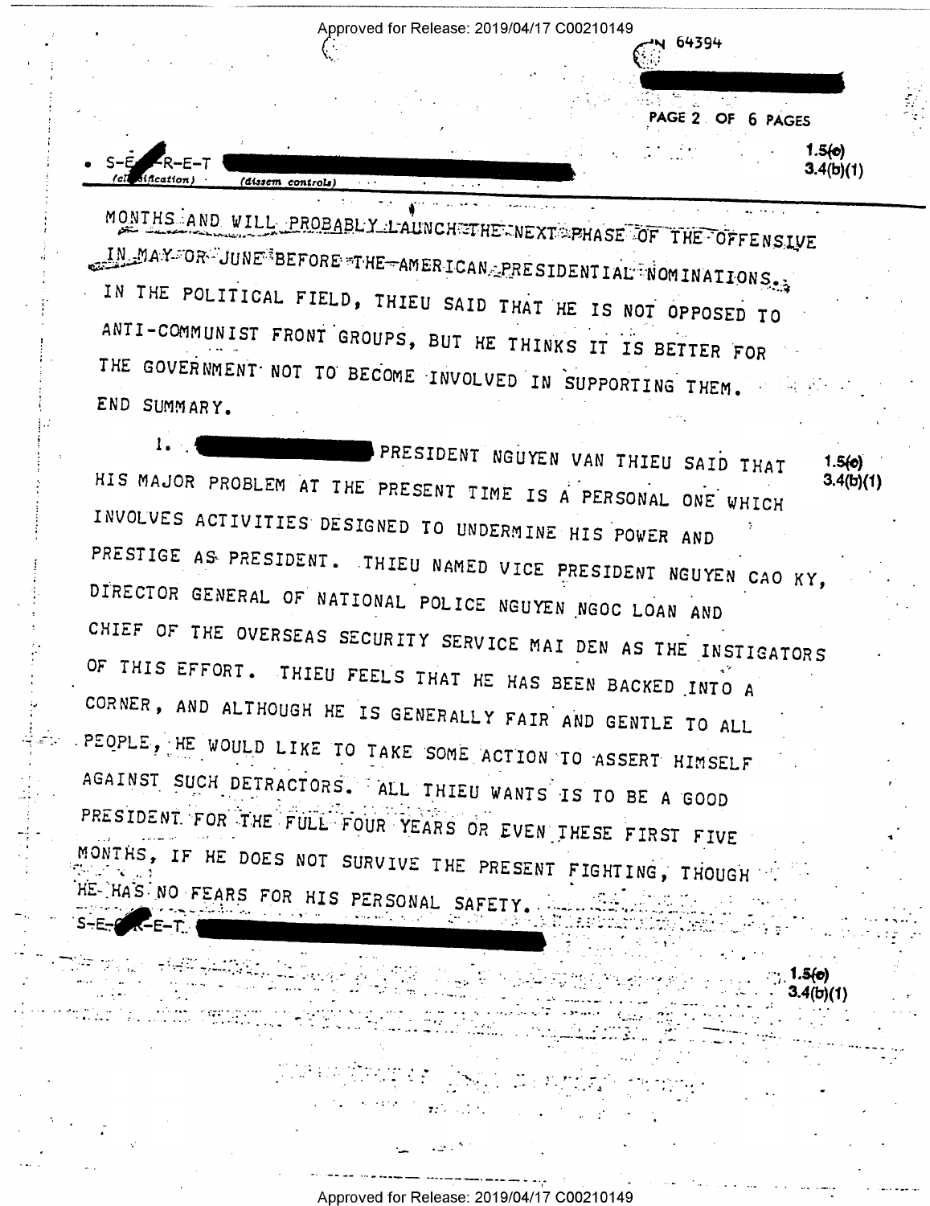MONTHS AND WILL PROBABLY LAUNCH THE NEXT PHASE OF THE OFFENSIVE IN MAY OR JUNE BEFORE THE AMERICAN PRESIDENTIAL NOMINATIONS. IN THE POLITICAL FIELD, THIEU SAID THAT HE IS NOT OPPOSED TO ANTI-COMMUNIST FRONT GROUPS, BUT HE THINKS IT IS BETTER FOR THE GOVERNMENT NOT TO BECOME INVOLVED IN SUPPORTING THEM. END SUMMARY.

1. PRESIDENT NGUYEN VAN THIEU SAID THAT HIS MAJOR PROBLEM AT THE PRESENT TIME IS A PERSONAL ONE WHICH INVOLVES ACTIVITIES DESIGNED TO UNDERMINE HIS POWER AND PRESTIGE AS PRESIDENT. THIEU NAMED VICE PRESIDENT NGUYEN CAO KY, DIRECTOR GENERAL OF NATIONAL POLICE NGUYEN NGOC LOAN AND CHIEF OF THE OVERSEAS SECURITY SERVICE MAI DEN AS THE INSTIGATORS OF THIS EFFORT. THIEU FEELS THAT HE HAS BEEN BACKED INTO A CORNER, AND ALTHOUGH HE IS GENERALLY FAIR AND GENTLE TO ALL PEOPLE, HE WOULD LIKE TO TAKE SOME ACTION TO ASSERT HIMSELF AGAINST SUCH DETRACTORS. ALL THIEU WANTS IS TO BE A GOOD PRESIDENT FOR THE FULL FOUR YEARS OR EVEN THESE FIRST FIVE MONTHS, IF HE DOES NOT SURVIVE THE PRESENT FIGHTING, THOUGH HE HAS NO FEARS FOR HIS PERSONAL SAFETY.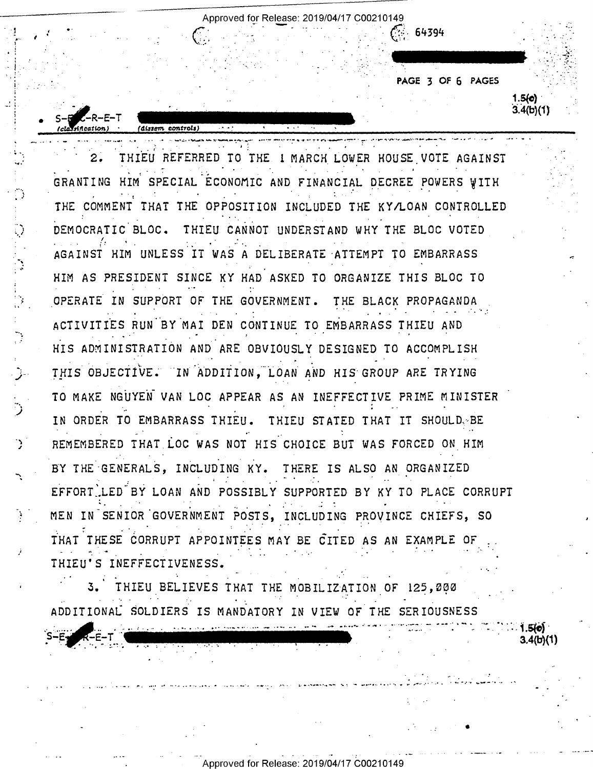2. THIEU REFERRED TO THE 1 MARCH LOWER HOUSE VOTE AGAINST GRANTING HIM SPECIAL ECONOMIC AND FINANCIAL DECREE POWERS WITH THE COMMENT THAT THE OPPOSITION INCLUDED THE KY/LOAN CONTROLLED DEMOCRATIC BLOC. THIEU CANNOT UNDERSTAND WHY THE BLOC VOTED AGAINST HIM UNLESS IT WAS A DELIBERATE ATTEMPT TO EMBARRASS HIM AS PRESIDENT SINCE KY HAD ASKED TO ORGANIZE THIS BLOC TO OPERATE IN SUPPORT OF THE GOVERNMENT. THE BLACK PROPAGANDA ACTIVITIES RUN BY MAI DEN CONTINUE TO EMBARRASS THIEU AND HIS ADMINISTRATION AND ARE OBVIOUSLY DESIGNED TO ACCOMPLISH THIS OBJECTIVE. IN ADDITION, LOAN AND HIS GROUP ARE TRYING TO MAKE NGUYEN VAN LOC APPEAR AS AN INEFFECTIVE PRIME MINISTER IN ORDER TO EMBARRASS THIEU. THIEU STATED THAT IT SHOULD BE REMEMBERED THAT LOC WAS NOT HIS CHOICE BUT WAS FORCED ON HIM BY THE GENERALS, INCLUDING KY. THERE IS ALSO AN ORGANIZED EFFORT LED BY LOAN AND POSSIBLY SUPPORTED BY KY TO PLACE CORRUPT MEN IN SENIOR GOVERNMENT POSTS, INCLUDING PROVINCE CHIEFS, SO THAT THESE CORRUPT APPOINTEES MAY BE CITED AS AN EXAMPLE OF THIEU'S INEFFECTIVENESS.

3. THIEU BELIEVES THAT THE MOBILIZATION OF 125,000 ADDITIONAL SOLDIERS IS MANDATORY IN VIEW OF THE SERIOUSNESS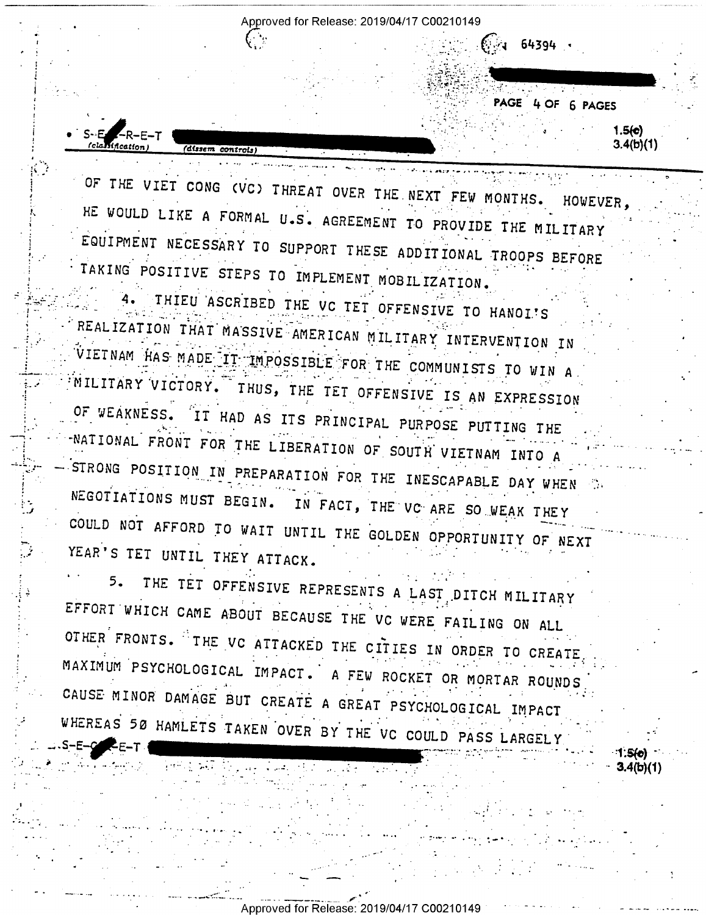OF THE VIET CONG (VC) THREAT OVER THE NEXT FEW MONTHS. HOWEVER, HE WOULD LIKE A FORMAL U.S. AGREEMENT TO PROVIDE THE MILITARY EQUIPMENT NECESSARY TO SUPPORT THESE ADDITIONAL TROOPS BEFORE TAKING POSITIVE STEPS TO IMPLEMENT MOBILIZATION.

4. THIEU ASCRIBED THE VC TET OFFENSIVE TO HANOI'S REALIZATION THAT MASSIVE AMERICAN MILITARY INTERVENTION IN VIETNAM HAS MADE IT IMPOSSIBLE FOR THE COMMUNISTS TO WIN A MILITARY VICTORY. THUS, THE TET OFFENSIVE IS AN EXPRESSION OF WEAKNESS. IT HAD AS ITS PRINCIPAL PURPOSE PUTTING THE NATIONAL FRONT FOR THE LIBERATION OF SOUTH VIETNAM INTO A STRONG POSITION IN PREPARATION FOR THE INESCAPABLE DAY WHEN NEGOTIATIONS MUST BEGIN. IN FACT, THE VC ARE SO WEAK THEY COULD NOT AFFORD TO WAIT UNTIL THE GOLDEN OPPORTUNITY OF NEXT YEAR'S TET UNTIL THEY ATTACK.

5. THE TET OFFENSIVE REPRESENTS A LAST DITCH MILITARY EFFORT WHICH CAME ABOUT BECAUSE THE VC WERE FAILING ON ALL OTHER FRONTS. THE VC ATTACKED THE CITIES IN ORDER TO CREATE MAXIMUM PSYCHOLOGICAL IMPACT. A FEW ROCKET OR MORTAR ROUNDS CAUSE MINOR DAMAGE BUT CREATE A GREAT PSYCHOLOGICAL IMPACT WHEREAS 50 HAMLETS TAKEN OVER BY THE VC COULD PASS LARGELY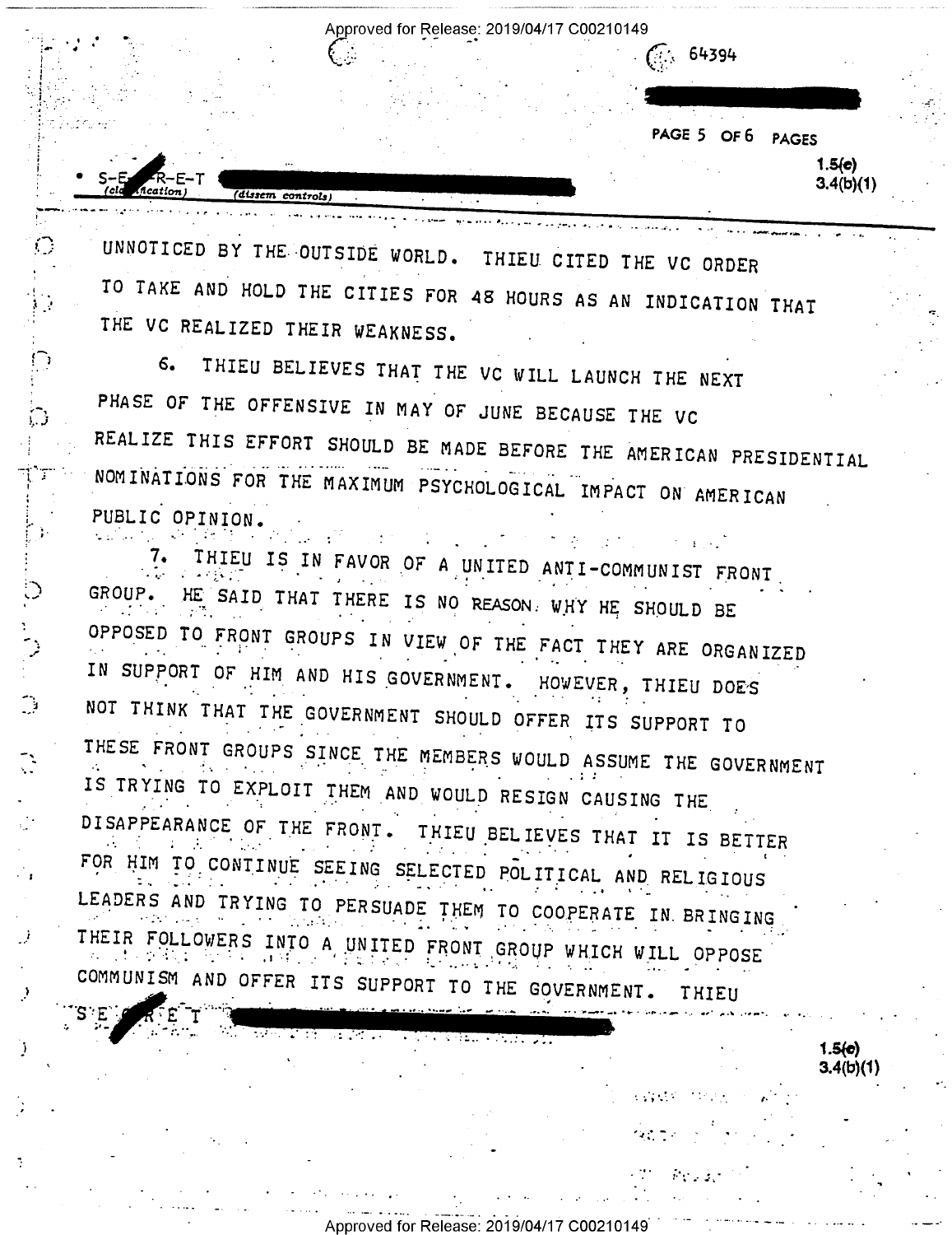UNNOTICED BY THE OUTSIDE WORLD. THIEU CITED THE VC ORDER TO TAKE AND HOLD THE CITIES FOR 48 HOURS AS AN INDICATION THAT THE VC REALIZED THEIR WEAKNESS.

6. THIEU BELIEVES THAT THE VC WILL LAUNCH THE NEXT PHASE OF THE OFFENSIVE IN MAY OF JUNE BECAUSE THE VC REALIZE THIS EFFORT SHOULD BE MADE BEFORE THE AMERICAN PRESIDENTIAL NOMINATIONS FOR THE MAXIMUM PSYCHOLOGICAL IMPACT ON AMERICAN PUBLIC OPINION.

7. THIEU IS IN FAVOR OF A UNITED ANTI-COMMUNIST FRONT GROUP. HE SAID THAT THERE IS NO REASON WHY HE SHOULD BE OPPOSED TO FRONT GROUPS IN VIEW OF THE FACT THEY ARE ORGANIZED IN SUPPORT OF HIM AND HIS GOVERNMENT. HOWEVER, THIEU DOES NOT THINK THAT THE GOVERNMENT SHOULD OFFER ITS SUPPORT TO THESE FRONT GROUPS SINCE THE MEMBERS WOULD ASSUME THE GOVERNMENT IS TRYING TO EXPLOIT THEM AND WOULD RESIGN CAUSING THE DISAPPEARANCE OF THE FRONT. THIEU BELIEVES THAT IT IS BETTER FOR HIM TO CONTINUE SEEING SELECTED POLITICAL AND RELIGIOUS LEADERS AND TRYING TO PERSUADE THEM TO COOPERATE IN BRINGING THEIR FOLLOWERS INTO A UNITED FRONT GROUP WHICH WILL OPPOSE COMMUNISM AND OFFER ITS SUPPORT TO THE GOVERNMENT. THIEU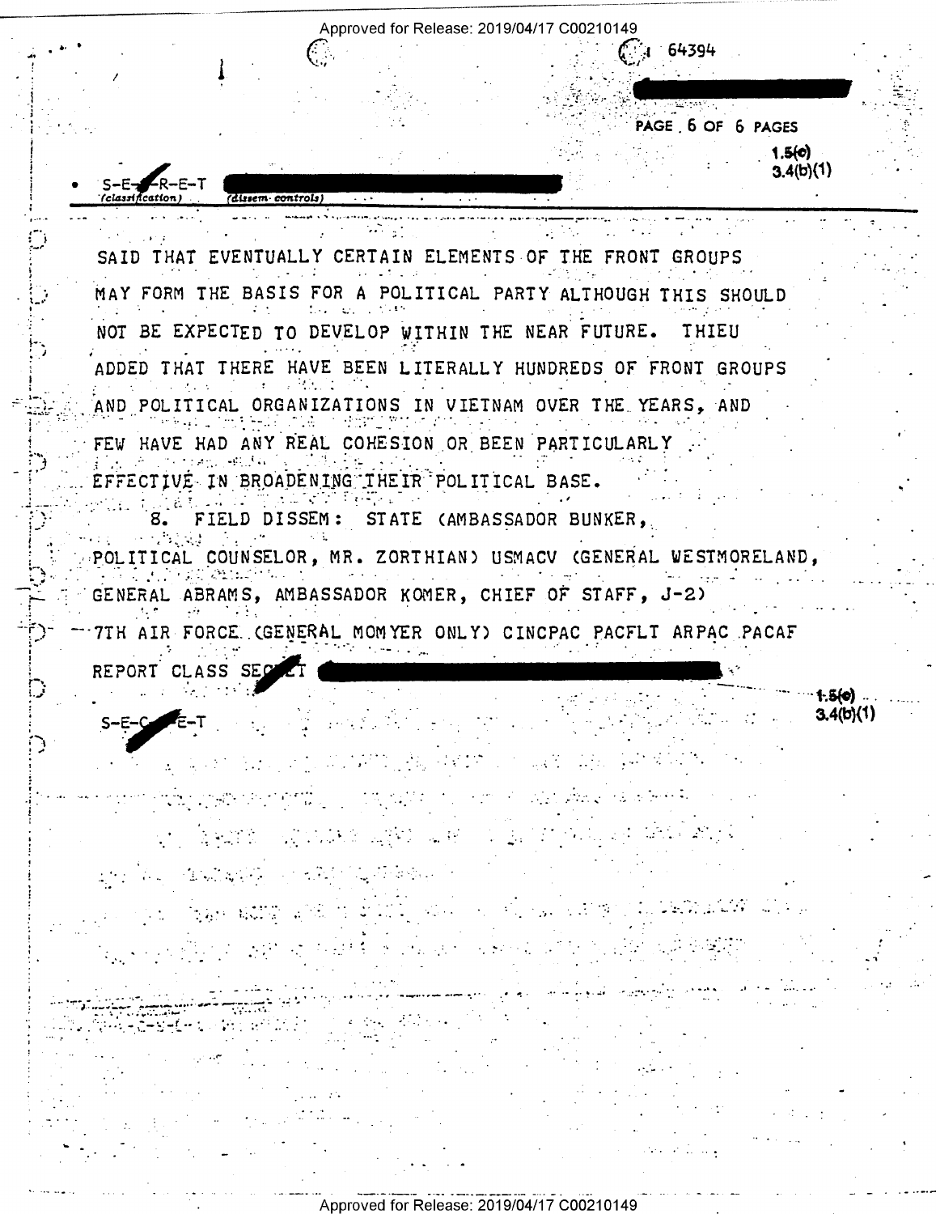S-E-C-R-E-T
(classification) (dissem controls)

SAID THAT EVENTUALLY CERTAIN ELEMENTS OF THE FRONT GROUPS MAY FORM THE BASIS FOR A POLITICAL PARTY ALTHOUGH THIS SHOULD NOT BE EXPECTED TO DEVELOP WITHIN THE NEAR FUTURE. THIEU ADDED THAT THERE HAVE BEEN LITERALLY HUNDREDS OF FRONT GROUPS AND POLITICAL ORGANIZATIONS IN VIETNAM OVER THE YEARS, AND FEW HAVE HAD ANY REAL COHESION OR BEEN PARTICULARLY EFFECTIVE IN BROADENING THEIR POLITICAL BASE.

8. FIELD DISSEM: STATE (AMBASSADOR BUNKER, POLITICAL COUNSELOR, MR. ZORTHIAN) USMACV (GENERAL WESTMORELAND, GENERAL ABRAMS, AMBASSADOR KOMER, CHIEF OF STAFF, J-2) 7TH AIR FORCE (GENERAL MOMYER ONLY) CINCPAC PACFLT ARPAC PACAF

REPORT CLASS SECRET

1.5(c)
3.4(b)(1)

S-E-C-R-E-T